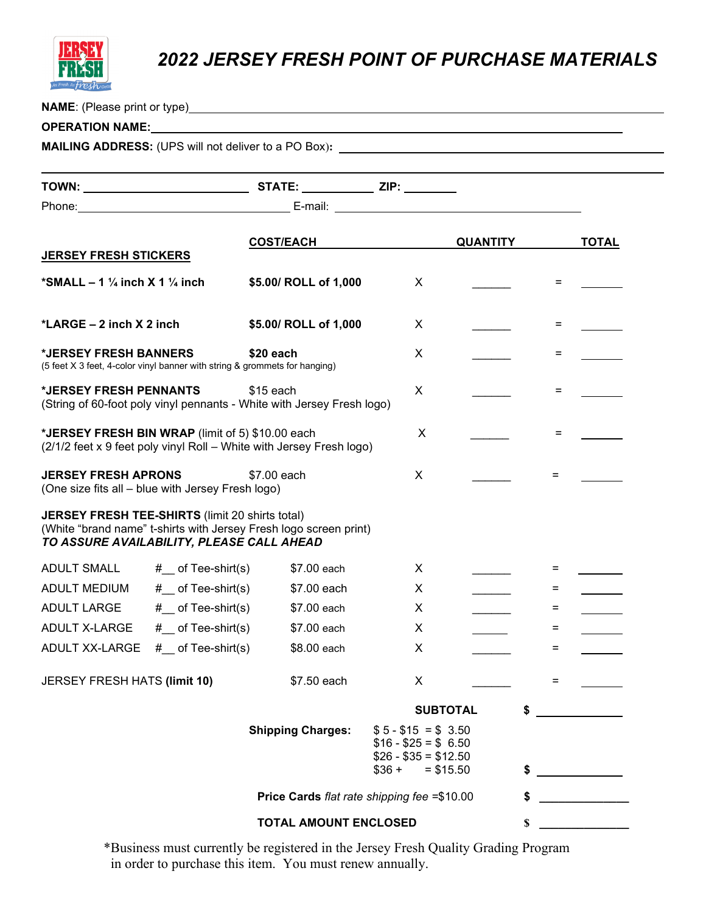# 2022 JERSEY FRESH POINT OF PURCHASE MATERIALS

**NAME**: (Please print or type)\_\_\_\_\_\_\_\_\_\_\_\_\_\_\_\_\_\_\_\_\_\_\_\_\_\_\_\_\_\_\_\_\_\_\_\_\_\_\_\_

**OPERATION NAME:**\_\_\_\_\_\_\_\_\_\_\_\_\_\_\_\_\_\_\_\_\_\_\_\_\_\_\_\_\_\_\_\_\_\_\_\_\_\_\_\_

**MAILING ADDRESS:** (UPS will not deliver to a PO Box)**:** \_\_\_\_\_\_\_\_\_\_\_\_\_\_\_\_\_\_\_\_\_\_\_\_\_\_\_\_\_\_

\_\_\_\_\_\_\_\_\_\_\_\_\_\_\_\_\_\_\_\_\_\_\_\_\_\_\_\_\_\_\_\_\_\_\_\_\_\_\_\_\_\_\_\_\_\_\_\_\_\_\_\_\_\_\_\_\_\_\_\_\_\_\_\_\_\_

**TOWN:** \_\_\_\_\_\_\_\_\_\_\_\_\_\_\_\_\_\_\_\_ **STATE:** \_\_\_\_\_\_\_\_\_ **ZIP:** \_\_\_\_\_\_\_

Phone:\_\_\_\_\_\_\_\_\_\_\_\_\_\_\_\_\_\_\_\_\_\_\_\_\_\_\_\_ E-mail: \_\_\_\_\_\_\_\_\_\_\_\_\_\_\_\_\_\_\_\_\_\_\_\_\_\_\_\_\_\_\_\_

| **JERSEY FRESH STICKERS** | **COST/EACH** | | **QUANTITY** | | **TOTAL** |
|---|---|---|---|---|---|
| **\*SMALL – 1 ¼ inch X 1 ¼ inch** | **$5.00/ ROLL of 1,000** | X | \_\_\_\_\_\_ | = | \_\_\_\_\_\_\_ |
| **\*LARGE – 2 inch X 2 inch** | **$5.00/ ROLL of 1,000** | X | \_\_\_\_\_\_ | = | \_\_\_\_\_\_\_ |
| **\*JERSEY FRESH BANNERS** (5 feet X 3 feet, 4-color vinyl banner with string & grommets for hanging) | **$20 each** | X | \_\_\_\_\_\_ | = | \_\_\_\_\_\_\_ |
| **\*JERSEY FRESH PENNANTS** (String of 60-foot poly vinyl pennants - White with Jersey Fresh logo) | $15 each | X | \_\_\_\_\_\_ | = | \_\_\_\_\_\_\_ |
| **\*JERSEY FRESH BIN WRAP** (limit of 5) (2/1/2 feet x 9 feet poly vinyl Roll – White with Jersey Fresh logo) | $10.00 each | X | \_\_\_\_\_\_ | = | \_\_\_\_\_\_\_ |
| **JERSEY FRESH APRONS** (One size fits all – blue with Jersey Fresh logo) | $7.00 each | X | \_\_\_\_\_\_ | = | \_\_\_\_\_\_\_ |

**JERSEY FRESH TEE-SHIRTS** (limit 20 shirts total)
(White "brand name" t-shirts with Jersey Fresh logo screen print)
***TO ASSURE AVAILABILITY, PLEASE CALL AHEAD***

| | | | | | | |
|---|---|---|---|---|---|---|
| ADULT SMALL | #\_\_ of Tee-shirt(s) | $7.00 each | X | \_\_\_\_\_\_ | = | \_\_\_\_\_\_\_ |
| ADULT MEDIUM | #\_\_ of Tee-shirt(s) | $7.00 each | X | \_\_\_\_\_\_ | = | \_\_\_\_\_\_\_ |
| ADULT LARGE | #\_\_ of Tee-shirt(s) | $7.00 each | X | \_\_\_\_\_\_ | = | \_\_\_\_\_\_\_ |
| ADULT X-LARGE | #\_\_ of Tee-shirt(s) | $7.00 each | X | \_\_\_\_\_\_ | = | \_\_\_\_\_\_\_ |
| ADULT XX-LARGE | #\_\_ of Tee-shirt(s) | $8.00 each | X | \_\_\_\_\_\_ | = | \_\_\_\_\_\_\_ |
| JERSEY FRESH HATS **(limit 10)** | | $7.50 each | X | \_\_\_\_\_\_ | = | \_\_\_\_\_\_\_ |

**SUBTOTAL** **$** \_\_\_\_\_\_\_\_\_\_\_\_

**Shipping Charges:**
$ 5 - $15 = $ 3.50
$16 - $25 = $ 6.50
$26 - $35 = $12.50
$36 + = $15.50 **$** \_\_\_\_\_\_\_\_\_\_\_\_

**Price Cards** *flat rate shipping fee* =$10.00 **$** \_\_\_\_\_\_\_\_\_\_\_\_

**TOTAL AMOUNT ENCLOSED** $ \_\_\_\_\_\_\_\_\_\_\_\_

\*Business must currently be registered in the Jersey Fresh Quality Grading Program in order to purchase this item. You must renew annually.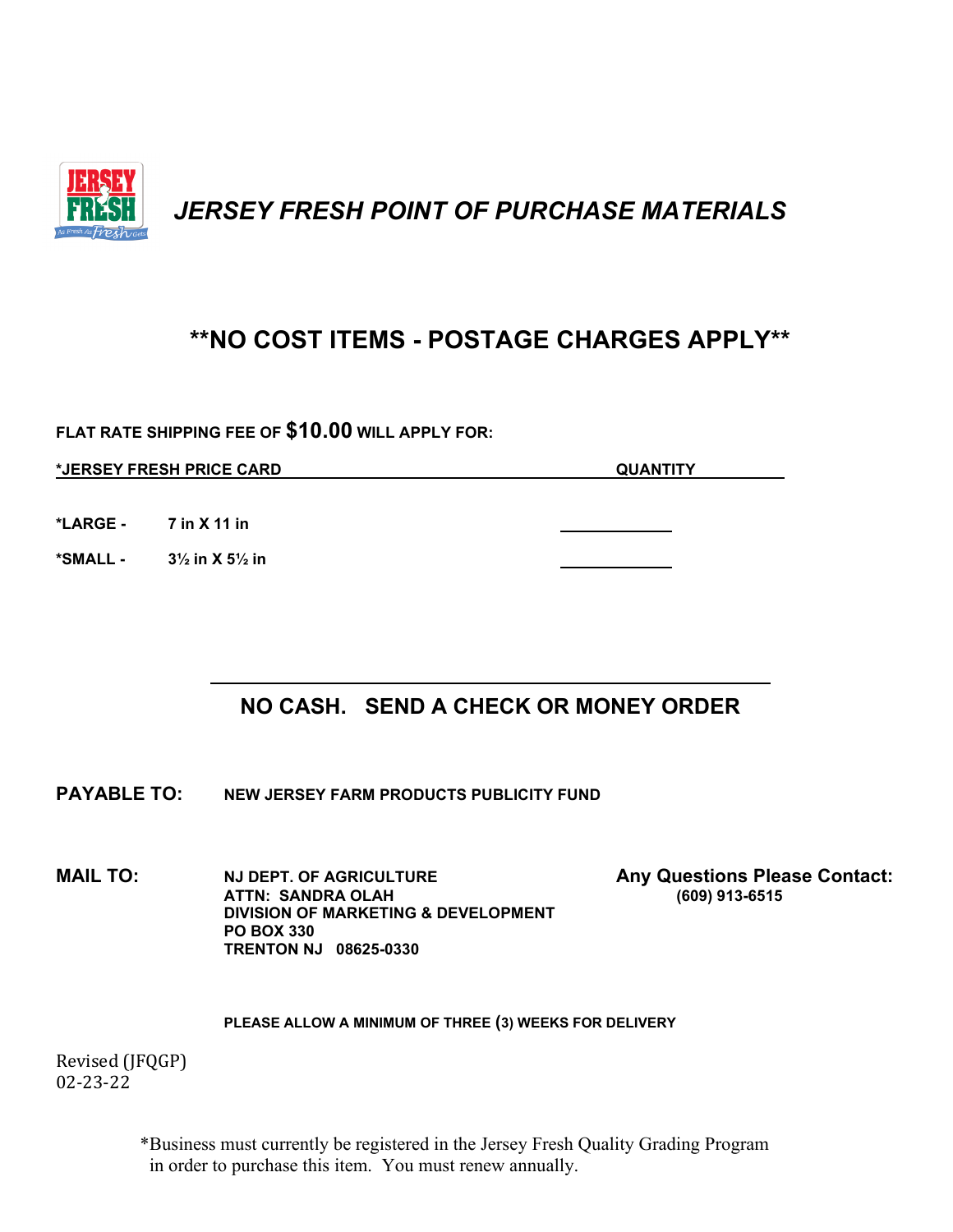# *JERSEY FRESH POINT OF PURCHASE MATERIALS*

## **NO COST ITEMS - POSTAGE CHARGES APPLY**

**FLAT RATE SHIPPING FEE OF $10.00 WILL APPLY FOR:**

| *JERSEY FRESH PRICE CARD | | QUANTITY |
|---|---|---|
| *LARGE - | 7 in X 11 in | ____________ |
| *SMALL - | 3½ in X 5½ in | ____________ |

## NO CASH. SEND A CHECK OR MONEY ORDER

**PAYABLE TO:** NEW JERSEY FARM PRODUCTS PUBLICITY FUND

**MAIL TO:**
NJ DEPT. OF AGRICULTURE
ATTN: SANDRA OLAH
DIVISION OF MARKETING & DEVELOPMENT
PO BOX 330
TRENTON NJ 08625-0330

**Any Questions Please Contact:**
**(609) 913-6515**

**PLEASE ALLOW A MINIMUM OF THREE (3) WEEKS FOR DELIVERY**

Revised (JFQGP)
02-23-22

*Business must currently be registered in the Jersey Fresh Quality Grading Program in order to purchase this item. You must renew annually.